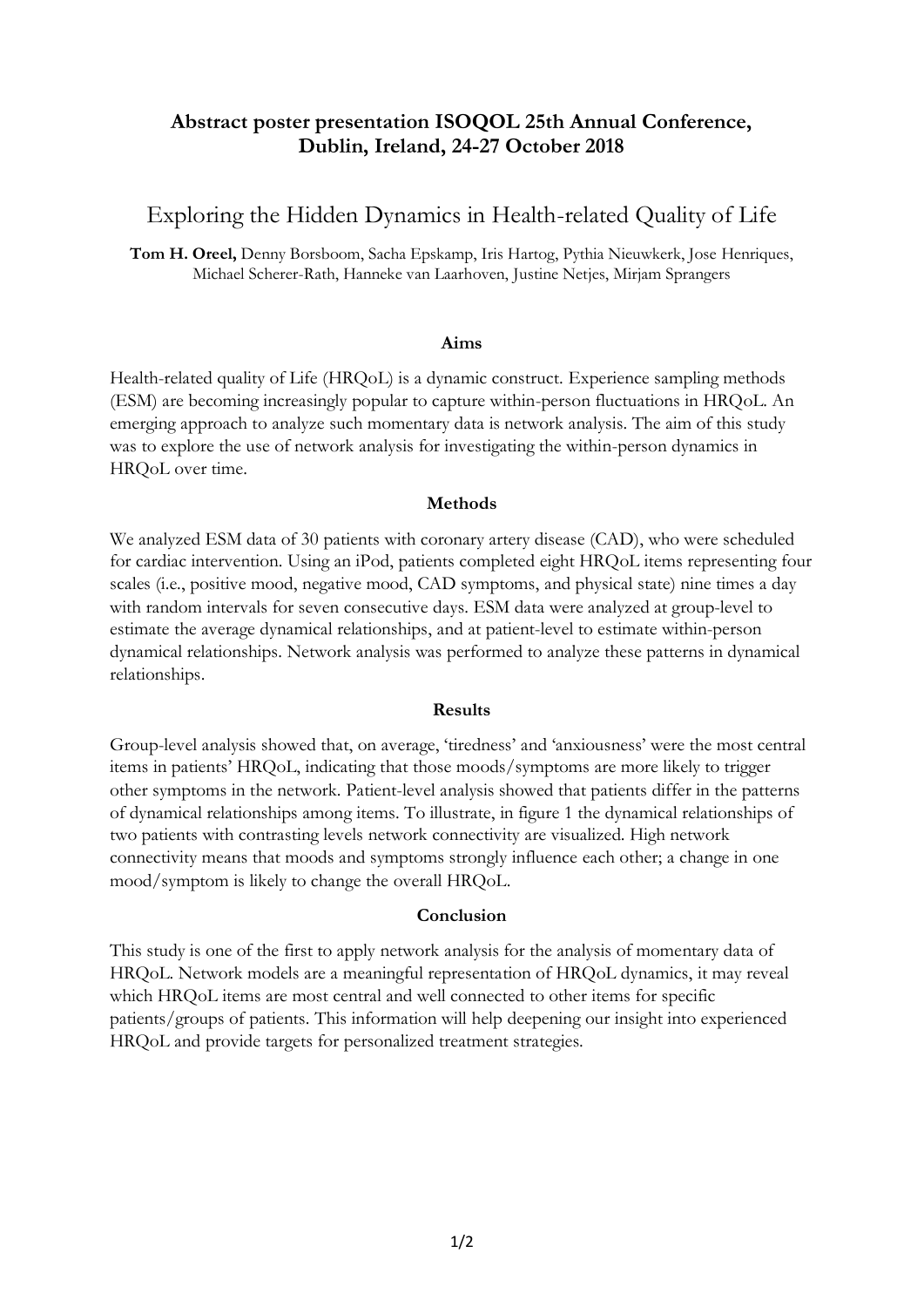**Abstract poster presentation ISOQOL 25th Annual Conference, Dublin, Ireland, 24-27 October 2018**

# Exploring the Hidden Dynamics in Health-related Quality of Life

**Tom H. Oreel,** Denny Borsboom, Sacha Epskamp, Iris Hartog, Pythia Nieuwkerk, Jose Henriques, Michael Scherer-Rath, Hanneke van Laarhoven, Justine Netjes, Mirjam Sprangers

## Aims

Health-related quality of Life (HRQoL) is a dynamic construct. Experience sampling methods (ESM) are becoming increasingly popular to capture within-person fluctuations in HRQoL. An emerging approach to analyze such momentary data is network analysis. The aim of this study was to explore the use of network analysis for investigating the within-person dynamics in HRQoL over time.

## Methods

We analyzed ESM data of 30 patients with coronary artery disease (CAD), who were scheduled for cardiac intervention. Using an iPod, patients completed eight HRQoL items representing four scales (i.e., positive mood, negative mood, CAD symptoms, and physical state) nine times a day with random intervals for seven consecutive days. ESM data were analyzed at group-level to estimate the average dynamical relationships, and at patient-level to estimate within-person dynamical relationships. Network analysis was performed to analyze these patterns in dynamical relationships.

## Results

Group-level analysis showed that, on average, 'tiredness' and 'anxiousness' were the most central items in patients' HRQoL, indicating that those moods/symptoms are more likely to trigger other symptoms in the network. Patient-level analysis showed that patients differ in the patterns of dynamical relationships among items. To illustrate, in figure 1 the dynamical relationships of two patients with contrasting levels network connectivity are visualized. High network connectivity means that moods and symptoms strongly influence each other; a change in one mood/symptom is likely to change the overall HRQoL.

## Conclusion

This study is one of the first to apply network analysis for the analysis of momentary data of HRQoL. Network models are a meaningful representation of HRQoL dynamics, it may reveal which HRQoL items are most central and well connected to other items for specific patients/groups of patients. This information will help deepening our insight into experienced HRQoL and provide targets for personalized treatment strategies.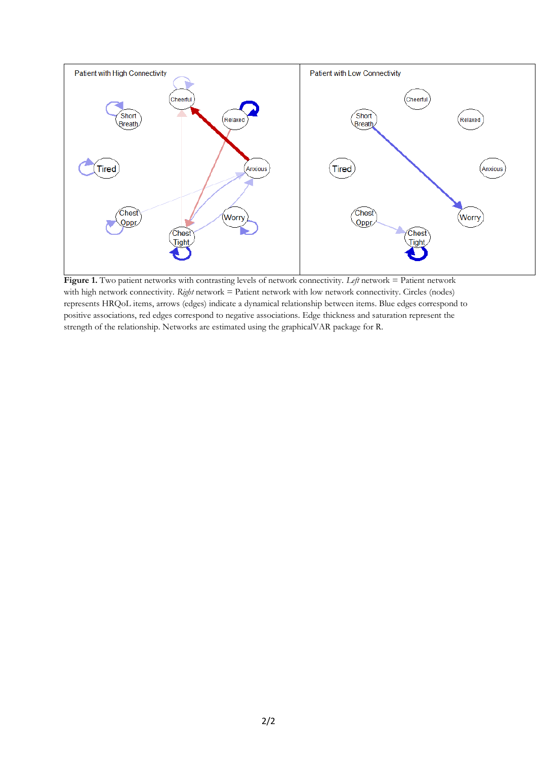Patient with High Connectivity

Cheerful

Short Breath

Relaxed

Tired

Anxious

Chest Oppr

Worry

Chest Tight

Patient with Low Connectivity

Cheerful

Short Breath

Relaxed

Tired

Anxious

Chest Oppr

Worry

Chest Tight

**Figure 1.** Two patient networks with contrasting levels of network connectivity. *Left* network = Patient network with high network connectivity. *Right* network = Patient network with low network connectivity. Circles (nodes) represents HRQoL items, arrows (edges) indicate a dynamical relationship between items. Blue edges correspond to positive associations, red edges correspond to negative associations. Edge thickness and saturation represent the strength of the relationship. Networks are estimated using the graphicalVAR package for R.